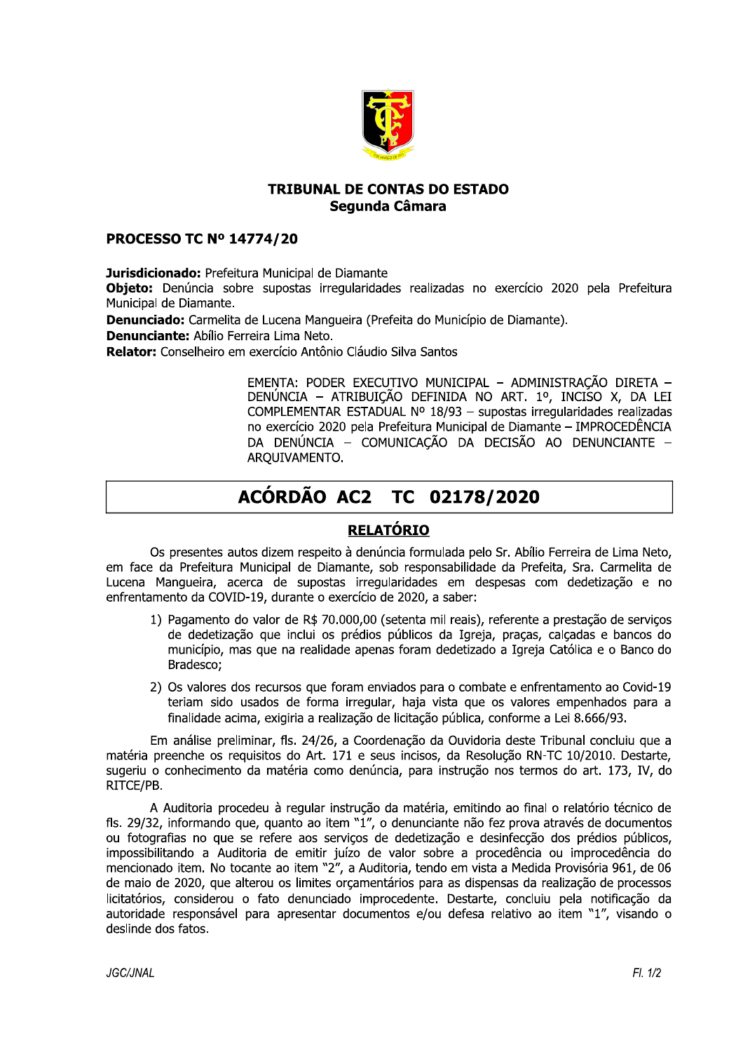**TRIBUNAL DE CONTAS DO ESTADO**
**Segunda Câmara**

**PROCESSO TC Nº 14774/20**

**Jurisdicionado:** Prefeitura Municipal de Diamante
**Objeto:** Denúncia sobre supostas irregularidades realizadas no exercício 2020 pela Prefeitura Municipal de Diamante.
**Denunciado:** Carmelita de Lucena Mangueira (Prefeita do Município de Diamante).
**Denunciante:** Abílio Ferreira Lima Neto.
**Relator:** Conselheiro em exercício Antônio Cláudio Silva Santos

> EMENTA: PODER EXECUTIVO MUNICIPAL – ADMINISTRAÇÃO DIRETA – DENÚNCIA – ATRIBUIÇÃO DEFINIDA NO ART. 1º, INCISO X, DA LEI COMPLEMENTAR ESTADUAL Nº 18/93 – supostas irregularidades realizadas no exercício 2020 pela Prefeitura Municipal de Diamante – IMPROCEDÊNCIA DA DENÚNCIA – COMUNICAÇÃO DA DECISÃO AO DENUNCIANTE – ARQUIVAMENTO.

# ACÓRDÃO AC2 TC 02178/2020

## RELATÓRIO

Os presentes autos dizem respeito à denúncia formulada pelo Sr. Abílio Ferreira de Lima Neto, em face da Prefeitura Municipal de Diamante, sob responsabilidade da Prefeita, Sra. Carmelita de Lucena Mangueira, acerca de supostas irregularidades em despesas com dedetização e no enfrentamento da COVID-19, durante o exercício de 2020, a saber:

1) Pagamento do valor de R$ 70.000,00 (setenta mil reais), referente a prestação de serviços de dedetização que inclui os prédios públicos da Igreja, praças, calçadas e bancos do município, mas que na realidade apenas foram dedetizado a Igreja Católica e o Banco do Bradesco;
2) Os valores dos recursos que foram enviados para o combate e enfrentamento ao Covid-19 teriam sido usados de forma irregular, haja vista que os valores empenhados para a finalidade acima, exigiria a realização de licitação pública, conforme a Lei 8.666/93.

Em análise preliminar, fls. 24/26, a Coordenação da Ouvidoria deste Tribunal concluiu que a matéria preenche os requisitos do Art. 171 e seus incisos, da Resolução RN-TC 10/2010. Destarte, sugeriu o conhecimento da matéria como denúncia, para instrução nos termos do art. 173, IV, do RITCE/PB.

A Auditoria procedeu à regular instrução da matéria, emitindo ao final o relatório técnico de fls. 29/32, informando que, quanto ao item "1", o denunciante não fez prova através de documentos ou fotografias no que se refere aos serviços de dedetização e desinfecção dos prédios públicos, impossibilitando a Auditoria de emitir juízo de valor sobre a procedência ou improcedência do mencionado item. No tocante ao item "2", a Auditoria, tendo em vista a Medida Provisória 961, de 06 de maio de 2020, que alterou os limites orçamentários para as dispensas da realização de processos licitatórios, considerou o fato denunciado improcedente. Destarte, concluiu pela notificação da autoridade responsável para apresentar documentos e/ou defesa relativo ao item "1", visando o deslinde dos fatos.

*JGC/JNAL*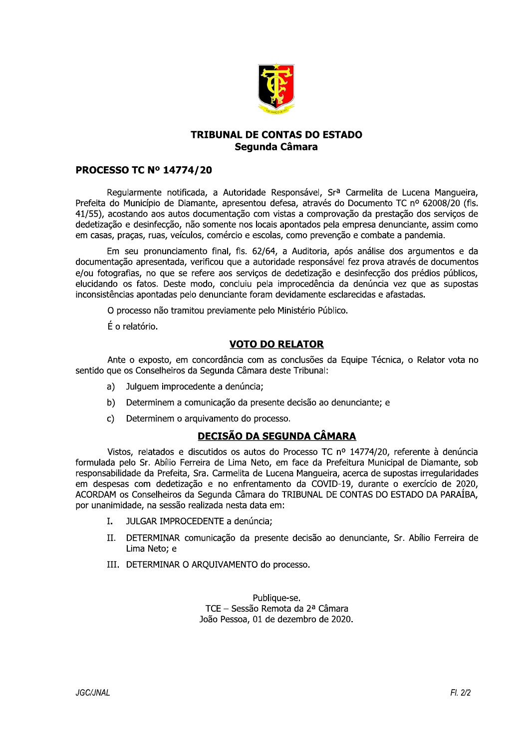**TRIBUNAL DE CONTAS DO ESTADO**
**Segunda Câmara**

## PROCESSO TC Nº 14774/20

Regularmente notificada, a Autoridade Responsável, Srª Carmelita de Lucena Mangueira, Prefeita do Município de Diamante, apresentou defesa, através do Documento TC nº 62008/20 (fls. 41/55), acostando aos autos documentação com vistas a comprovação da prestação dos serviços de dedetização e desinfecção, não somente nos locais apontados pela empresa denunciante, assim como em casas, praças, ruas, veículos, comércio e escolas, como prevenção e combate a pandemia.

Em seu pronunciamento final, fls. 62/64, a Auditoria, após análise dos argumentos e da documentação apresentada, verificou que a autoridade responsável fez prova através de documentos e/ou fotografias, no que se refere aos serviços de dedetização e desinfecção dos prédios públicos, elucidando os fatos. Deste modo, concluiu pela improcedência da denúncia vez que as supostas inconsistências apontadas pelo denunciante foram devidamente esclarecidas e afastadas.

O processo não tramitou previamente pelo Ministério Público.

É o relatório.

## VOTO DO RELATOR

Ante o exposto, em concordância com as conclusões da Equipe Técnica, o Relator vota no sentido que os Conselheiros da Segunda Câmara deste Tribunal:

a) Julguem improcedente a denúncia;

b) Determinem a comunicação da presente decisão ao denunciante; e

c) Determinem o arquivamento do processo.

## DECISÃO DA SEGUNDA CÂMARA

Vistos, relatados e discutidos os autos do Processo TC nº 14774/20, referente à denúncia formulada pelo Sr. Abílio Ferreira de Lima Neto, em face da Prefeitura Municipal de Diamante, sob responsabilidade da Prefeita, Sra. Carmelita de Lucena Mangueira, acerca de supostas irregularidades em despesas com dedetização e no enfrentamento da COVID-19, durante o exercício de 2020, ACORDAM os Conselheiros da Segunda Câmara do TRIBUNAL DE CONTAS DO ESTADO DA PARAÍBA, por unanimidade, na sessão realizada nesta data em:

I. JULGAR IMPROCEDENTE a denúncia;

II. DETERMINAR comunicação da presente decisão ao denunciante, Sr. Abílio Ferreira de Lima Neto; e

III. DETERMINAR O ARQUIVAMENTO do processo.

Publique-se.
TCE – Sessão Remota da 2ª Câmara
João Pessoa, 01 de dezembro de 2020.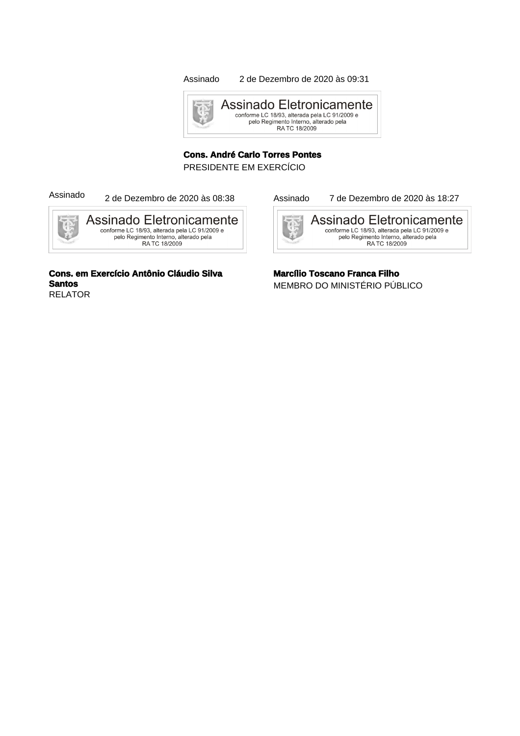Assinado 2 de Dezembro de 2020 às 09:31

Assinado Eletronicamente
conforme LC 18/93, alterada pela LC 91/2009 e
pelo Regimento Interno, alterado pela
RA TC 18/2009

**Cons. André Carlo Torres Pontes**
PRESIDENTE EM EXERCÍCIO

Assinado 2 de Dezembro de 2020 às 08:38

Assinado Eletronicamente
conforme LC 18/93, alterada pela LC 91/2009 e
pelo Regimento Interno, alterado pela
RA TC 18/2009

**Cons. em Exercício Antônio Cláudio Silva Santos**
RELATOR

Assinado 7 de Dezembro de 2020 às 18:27

Assinado Eletronicamente
conforme LC 18/93, alterada pela LC 91/2009 e
pelo Regimento Interno, alterado pela
RA TC 18/2009

**Marcílio Toscano Franca Filho**
MEMBRO DO MINISTÉRIO PÚBLICO